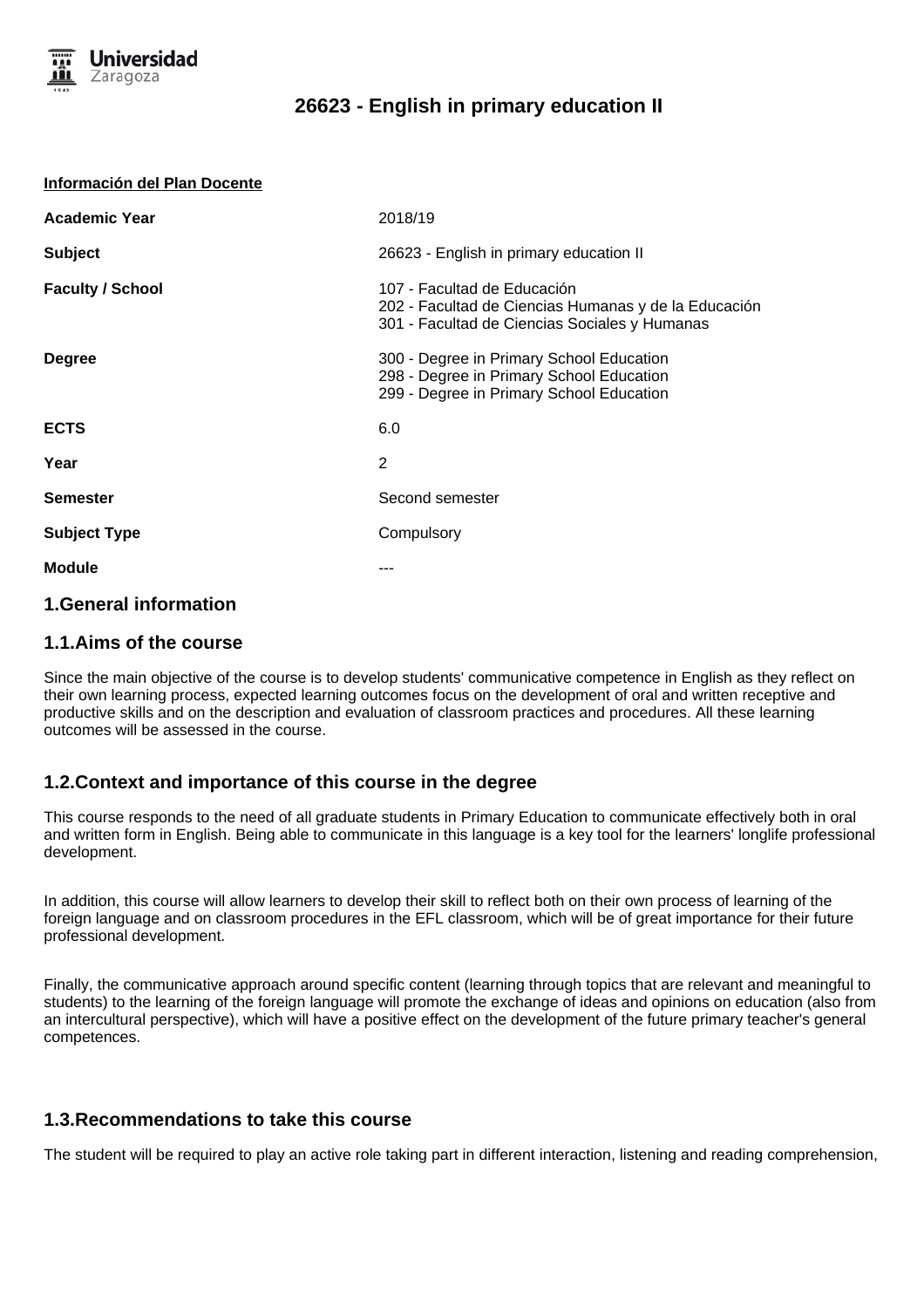# 26623 - English in primary education II

**Información del Plan Docente**

| | |
|---|---|
| **Academic Year** | 2018/19 |
| **Subject** | 26623 - English in primary education II |
| **Faculty / School** | 107 - Facultad de Educación<br>202 - Facultad de Ciencias Humanas y de la Educación<br>301 - Facultad de Ciencias Sociales y Humanas |
| **Degree** | 300 - Degree in Primary School Education<br>298 - Degree in Primary School Education<br>299 - Degree in Primary School Education |
| **ECTS** | 6.0 |
| **Year** | 2 |
| **Semester** | Second semester |
| **Subject Type** | Compulsory |
| **Module** | --- |

## 1.General information

## 1.1.Aims of the course

Since the main objective of the course is to develop students' communicative competence in English as they reflect on their own learning process, expected learning outcomes focus on the development of oral and written receptive and productive skills and on the description and evaluation of classroom practices and procedures. All these learning outcomes will be assessed in the course.

## 1.2.Context and importance of this course in the degree

This course responds to the need of all graduate students in Primary Education to communicate effectively both in oral and written form in English. Being able to communicate in this language is a key tool for the learners' longlife professional development.

In addition, this course will allow learners to develop their skill to reflect both on their own process of learning of the foreign language and on classroom procedures in the EFL classroom, which will be of great importance for their future professional development.

Finally, the communicative approach around specific content (learning through topics that are relevant and meaningful to students) to the learning of the foreign language will promote the exchange of ideas and opinions on education (also from an intercultural perspective), which will have a positive effect on the development of the future primary teacher's general competences.

## 1.3.Recommendations to take this course

The student will be required to play an active role taking part in different interaction, listening and reading comprehension,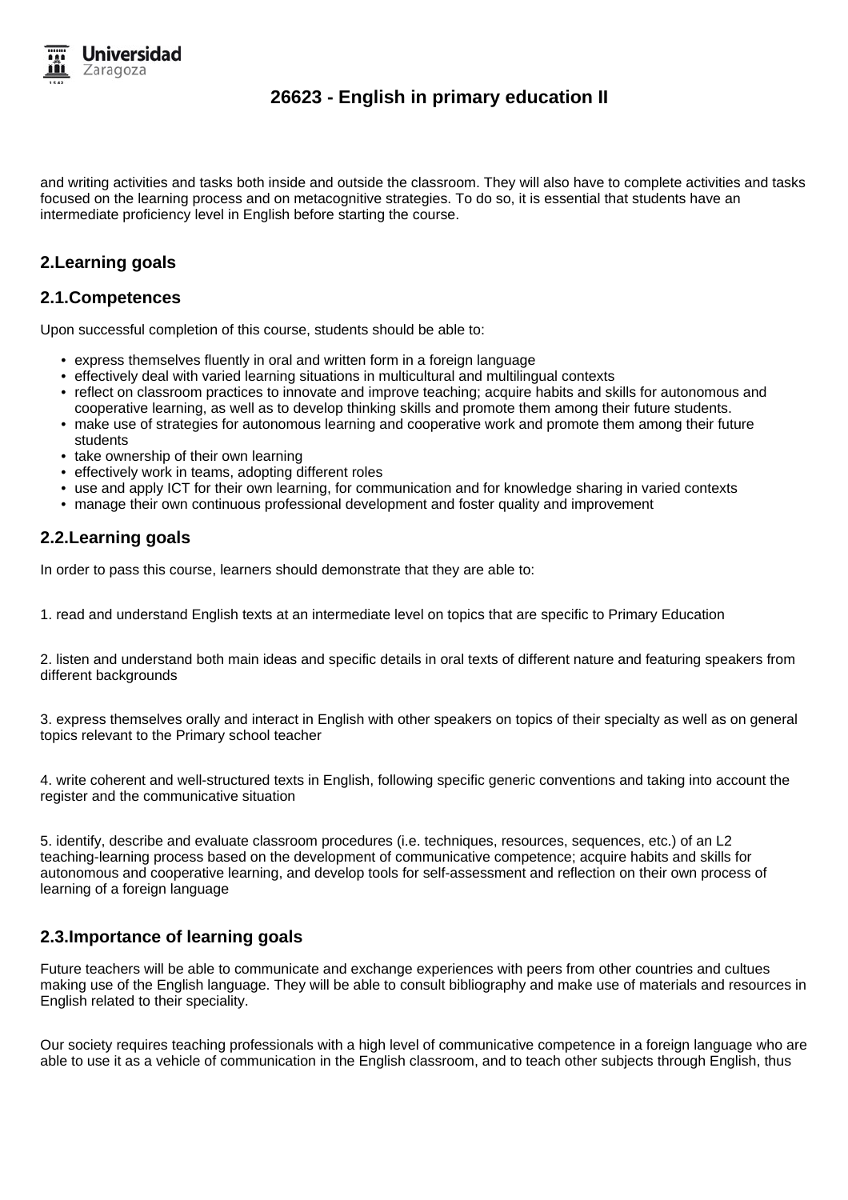and writing activities and tasks both inside and outside the classroom. They will also have to complete activities and tasks focused on the learning process and on metacognitive strategies. To do so, it is essential that students have an intermediate proficiency level in English before starting the course.

## 2.Learning goals

### 2.1.Competences

Upon successful completion of this course, students should be able to:

- express themselves fluently in oral and written form in a foreign language
- effectively deal with varied learning situations in multicultural and multilingual contexts
- reflect on classroom practices to innovate and improve teaching; acquire habits and skills for autonomous and cooperative learning, as well as to develop thinking skills and promote them among their future students.
- make use of strategies for autonomous learning and cooperative work and promote them among their future students
- take ownership of their own learning
- effectively work in teams, adopting different roles
- use and apply ICT for their own learning, for communication and for knowledge sharing in varied contexts
- manage their own continuous professional development and foster quality and improvement

### 2.2.Learning goals

In order to pass this course, learners should demonstrate that they are able to:

1. read and understand English texts at an intermediate level on topics that are specific to Primary Education

2. listen and understand both main ideas and specific details in oral texts of different nature and featuring speakers from different backgrounds

3. express themselves orally and interact in English with other speakers on topics of their specialty as well as on general topics relevant to the Primary school teacher

4. write coherent and well-structured texts in English, following specific generic conventions and taking into account the register and the communicative situation

5. identify, describe and evaluate classroom procedures (i.e. techniques, resources, sequences, etc.) of an L2 teaching-learning process based on the development of communicative competence; acquire habits and skills for autonomous and cooperative learning, and develop tools for self-assessment and reflection on their own process of learning of a foreign language

### 2.3.Importance of learning goals

Future teachers will be able to communicate and exchange experiences with peers from other countries and cultues making use of the English language. They will be able to consult bibliography and make use of materials and resources in English related to their speciality.

Our society requires teaching professionals with a high level of communicative competence in a foreign language who are able to use it as a vehicle of communication in the English classroom, and to teach other subjects through English, thus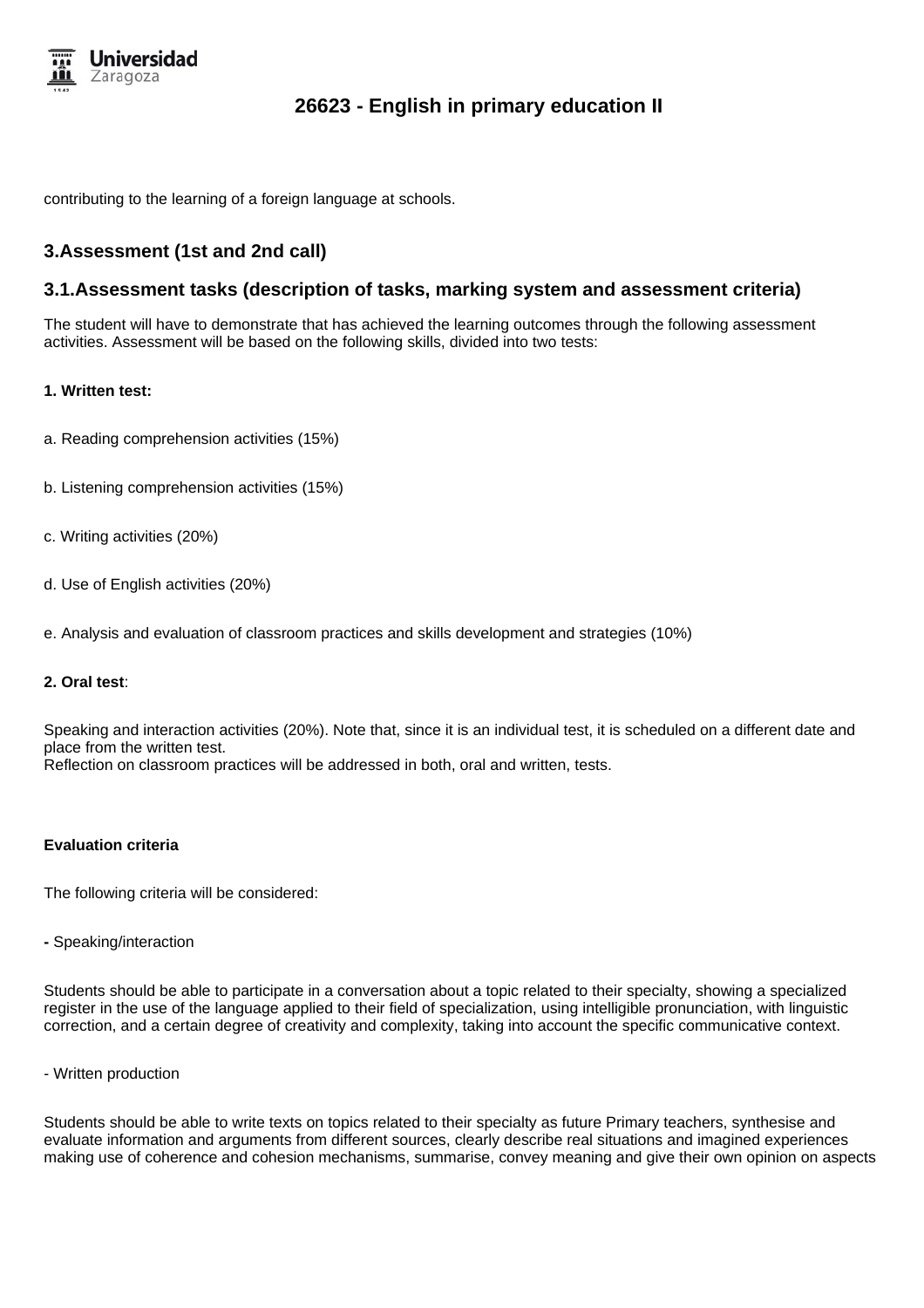contributing to the learning of a foreign language at schools.

## 3.Assessment (1st and 2nd call)

### 3.1.Assessment tasks (description of tasks, marking system and assessment criteria)

The student will have to demonstrate that has achieved the learning outcomes through the following assessment activities. Assessment will be based on the following skills, divided into two tests:

**1. Written test:**

a. Reading comprehension activities (15%)

b. Listening comprehension activities (15%)

c. Writing activities (20%)

d. Use of English activities (20%)

e. Analysis and evaluation of classroom practices and skills development and strategies (10%)

**2. Oral test**:

Speaking and interaction activities (20%). Note that, since it is an individual test, it is scheduled on a different date and place from the written test.
Reflection on classroom practices will be addressed in both, oral and written, tests.

**Evaluation criteria**

The following criteria will be considered:

**-** Speaking/interaction

Students should be able to participate in a conversation about a topic related to their specialty, showing a specialized register in the use of the language applied to their field of specialization, using intelligible pronunciation, with linguistic correction, and a certain degree of creativity and complexity, taking into account the specific communicative context.

- Written production

Students should be able to write texts on topics related to their specialty as future Primary teachers, synthesise and evaluate information and arguments from different sources, clearly describe real situations and imagined experiences making use of coherence and cohesion mechanisms, summarise, convey meaning and give their own opinion on aspects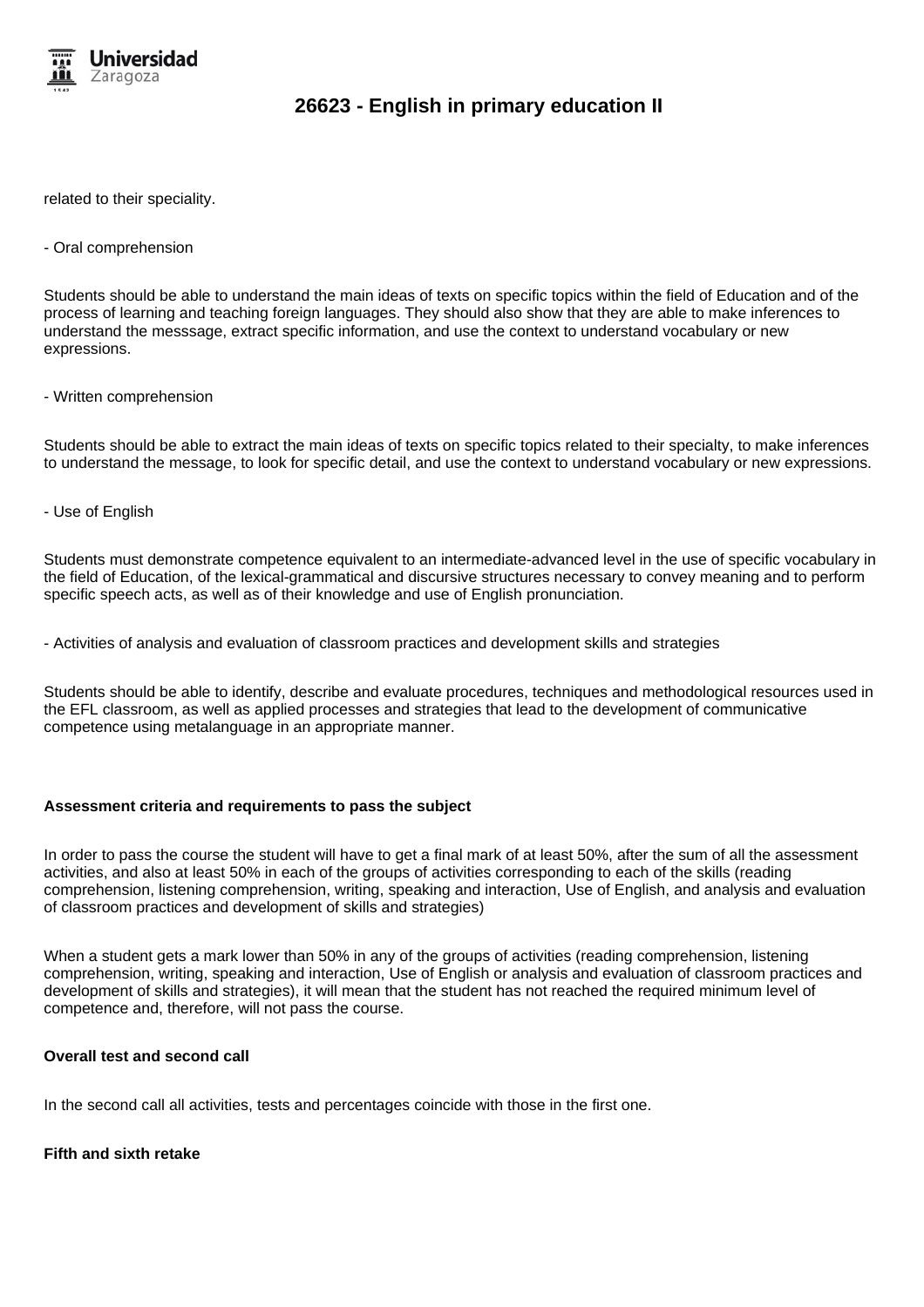related to their speciality.

- Oral comprehension

Students should be able to understand the main ideas of texts on specific topics within the field of Education and of the process of learning and teaching foreign languages. They should also show that they are able to make inferences to understand the messsage, extract specific information, and use the context to understand vocabulary or new expressions.

- Written comprehension

Students should be able to extract the main ideas of texts on specific topics related to their specialty, to make inferences to understand the message, to look for specific detail, and use the context to understand vocabulary or new expressions.

- Use of English

Students must demonstrate competence equivalent to an intermediate-advanced level in the use of specific vocabulary in the field of Education, of the lexical-grammatical and discursive structures necessary to convey meaning and to perform specific speech acts, as well as of their knowledge and use of English pronunciation.

- Activities of analysis and evaluation of classroom practices and development skills and strategies

Students should be able to identify, describe and evaluate procedures, techniques and methodological resources used in the EFL classroom, as well as applied processes and strategies that lead to the development of communicative competence using metalanguage in an appropriate manner.

**Assessment criteria and requirements to pass the subject**

In order to pass the course the student will have to get a final mark of at least 50%, after the sum of all the assessment activities, and also at least 50% in each of the groups of activities corresponding to each of the skills (reading comprehension, listening comprehension, writing, speaking and interaction, Use of English, and analysis and evaluation of classroom practices and development of skills and strategies)

When a student gets a mark lower than 50% in any of the groups of activities (reading comprehension, listening comprehension, writing, speaking and interaction, Use of English or analysis and evaluation of classroom practices and development of skills and strategies), it will mean that the student has not reached the required minimum level of competence and, therefore, will not pass the course.

**Overall test and second call**

In the second call all activities, tests and percentages coincide with those in the first one.

**Fifth and sixth retake**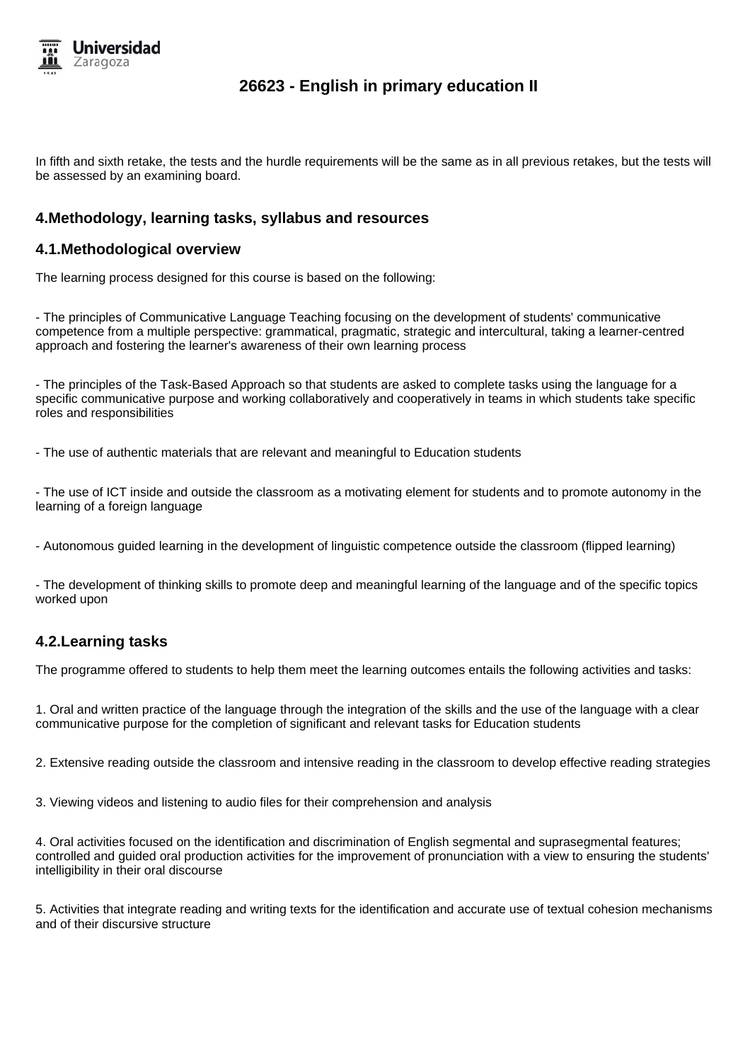In fifth and sixth retake, the tests and the hurdle requirements will be the same as in all previous retakes, but the tests will be assessed by an examining board.

## 4.Methodology, learning tasks, syllabus and resources

### 4.1.Methodological overview

The learning process designed for this course is based on the following:

- The principles of Communicative Language Teaching focusing on the development of students' communicative competence from a multiple perspective: grammatical, pragmatic, strategic and intercultural, taking a learner-centred approach and fostering the learner's awareness of their own learning process

- The principles of the Task-Based Approach so that students are asked to complete tasks using the language for a specific communicative purpose and working collaboratively and cooperatively in teams in which students take specific roles and responsibilities

- The use of authentic materials that are relevant and meaningful to Education students

- The use of ICT inside and outside the classroom as a motivating element for students and to promote autonomy in the learning of a foreign language

- Autonomous guided learning in the development of linguistic competence outside the classroom (flipped learning)

- The development of thinking skills to promote deep and meaningful learning of the language and of the specific topics worked upon

### 4.2.Learning tasks

The programme offered to students to help them meet the learning outcomes entails the following activities and tasks:

1. Oral and written practice of the language through the integration of the skills and the use of the language with a clear communicative purpose for the completion of significant and relevant tasks for Education students

2. Extensive reading outside the classroom and intensive reading in the classroom to develop effective reading strategies

3. Viewing videos and listening to audio files for their comprehension and analysis

4. Oral activities focused on the identification and discrimination of English segmental and suprasegmental features; controlled and guided oral production activities for the improvement of pronunciation with a view to ensuring the students' intelligibility in their oral discourse

5. Activities that integrate reading and writing texts for the identification and accurate use of textual cohesion mechanisms and of their discursive structure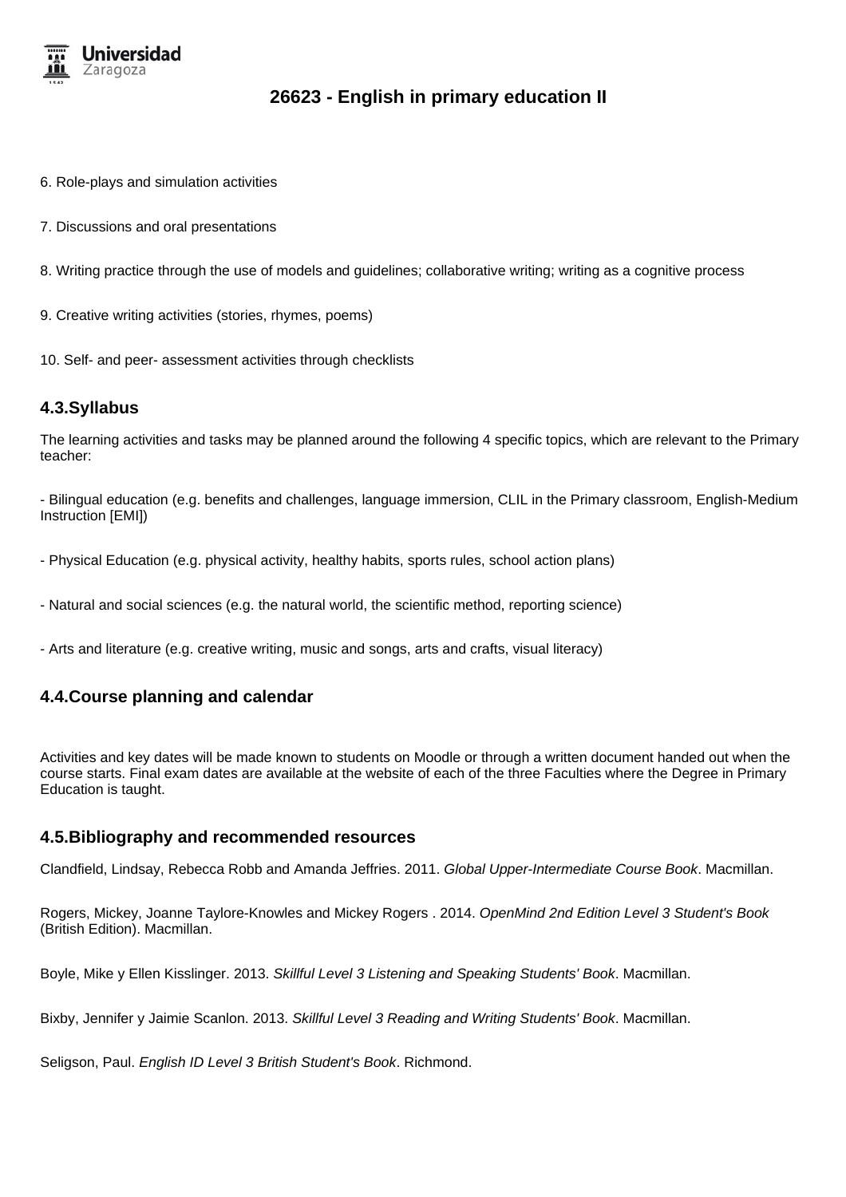6. Role-plays and simulation activities

7. Discussions and oral presentations

8. Writing practice through the use of models and guidelines; collaborative writing; writing as a cognitive process

9. Creative writing activities (stories, rhymes, poems)

10. Self- and peer- assessment activities through checklists

## 4.3.Syllabus

The learning activities and tasks may be planned around the following 4 specific topics, which are relevant to the Primary teacher:

- Bilingual education (e.g. benefits and challenges, language immersion, CLIL in the Primary classroom, English-Medium Instruction [EMI])

- Physical Education (e.g. physical activity, healthy habits, sports rules, school action plans)

- Natural and social sciences (e.g. the natural world, the scientific method, reporting science)

- Arts and literature (e.g. creative writing, music and songs, arts and crafts, visual literacy)

## 4.4.Course planning and calendar

Activities and key dates will be made known to students on Moodle or through a written document handed out when the course starts. Final exam dates are available at the website of each of the three Faculties where the Degree in Primary Education is taught.

## 4.5.Bibliography and recommended resources

Clandfield, Lindsay, Rebecca Robb and Amanda Jeffries. 2011. *Global Upper-Intermediate Course Book*. Macmillan.

Rogers, Mickey, Joanne Taylore-Knowles and Mickey Rogers . 2014. *OpenMind 2nd Edition Level 3 Student's Book* (British Edition). Macmillan.

Boyle, Mike y Ellen Kisslinger. 2013. *Skillful Level 3 Listening and Speaking Students' Book*. Macmillan.

Bixby, Jennifer y Jaimie Scanlon. 2013. *Skillful Level 3 Reading and Writing Students' Book*. Macmillan.

Seligson, Paul. *English ID Level 3 British Student's Book*. Richmond.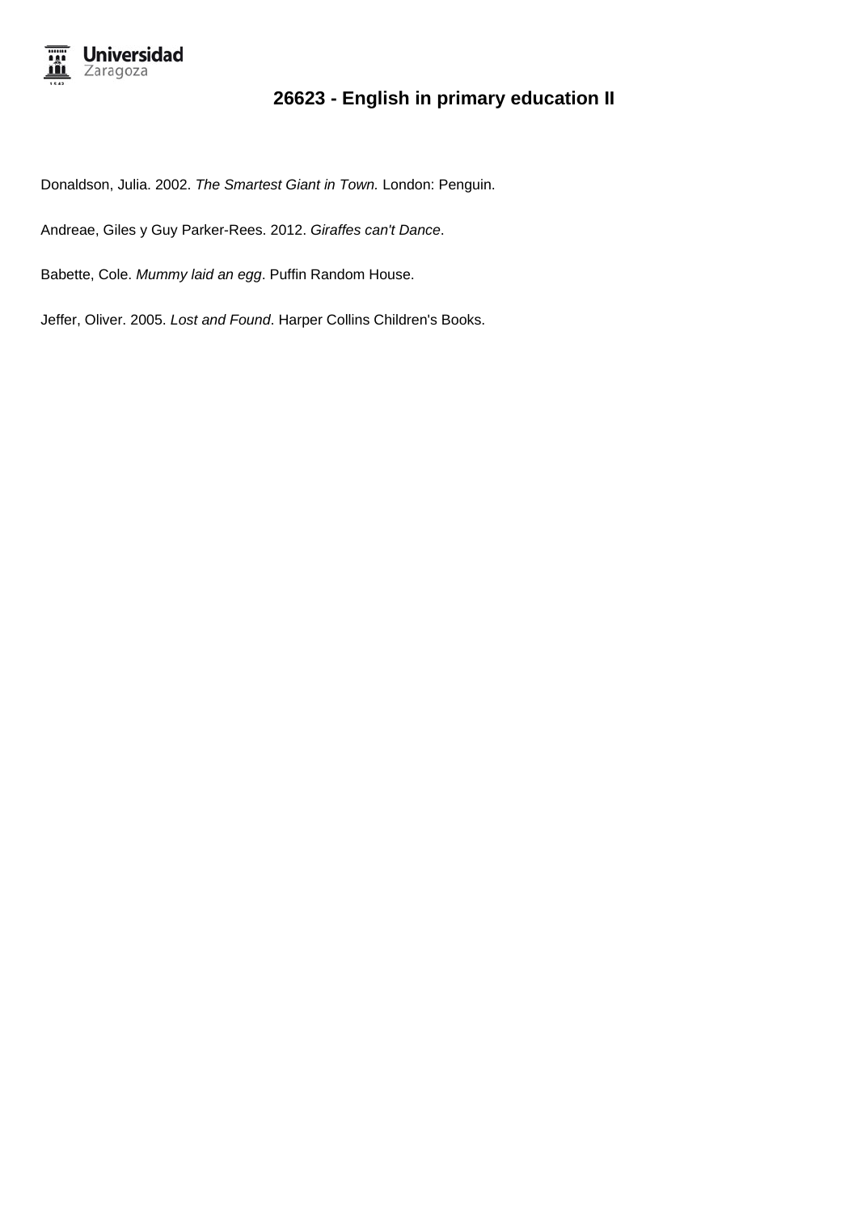Donaldson, Julia. 2002. *The Smartest Giant in Town.* London: Penguin.

Andreae, Giles y Guy Parker-Rees. 2012. *Giraffes can't Dance*.

Babette, Cole. *Mummy laid an egg*. Puffin Random House.

Jeffer, Oliver. 2005. *Lost and Found*. Harper Collins Children's Books.